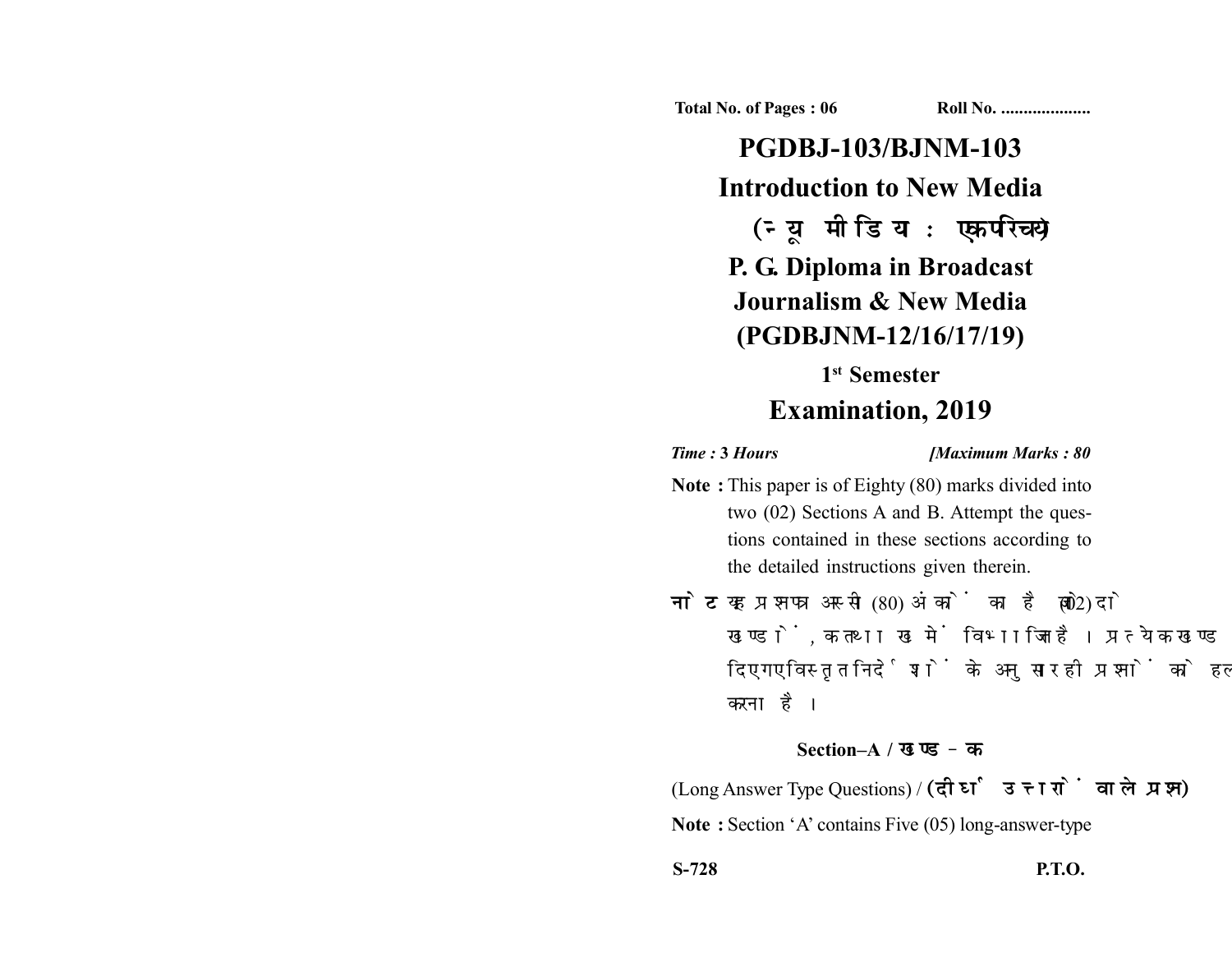Total No. of Pages : 06 Roll No. ....................

# PGDBJ-103/BJNM-103

# Introduction to New Media

## (न्यू मीडिया : एक परिचय)

## P. G. Diploma in Broadcast Journalism & New Media (PGDBJNM-12/16/17/19)

### 1st Semester

## Examination, 2019

*Time :* **3** *Hours* **[***Maximum Marks :* **80**

**Note :** This paper is of Eighty (80) marks divided into two (02) Sections A and B. Attempt the questions contained in these sections according to the detailed instructions given therein.

**नोट :** यह प्रश्नपत्र अस्सी (80) अंकों का है जो दो (02) खण्डों, क तथा ख में विभाजित है। प्रत्येक खण्ड में दिए गए विस्तृत निर्देशों के अनुसार ही प्रश्नों को हल करना है।

### Section–A / खण्ड–क

(Long Answer Type Questions) / **(दीर्घ उत्तरों वाले प्रश्न)**

**Note :** Section 'A' contains Five (05) long-answer-type

S-728 P.T.O.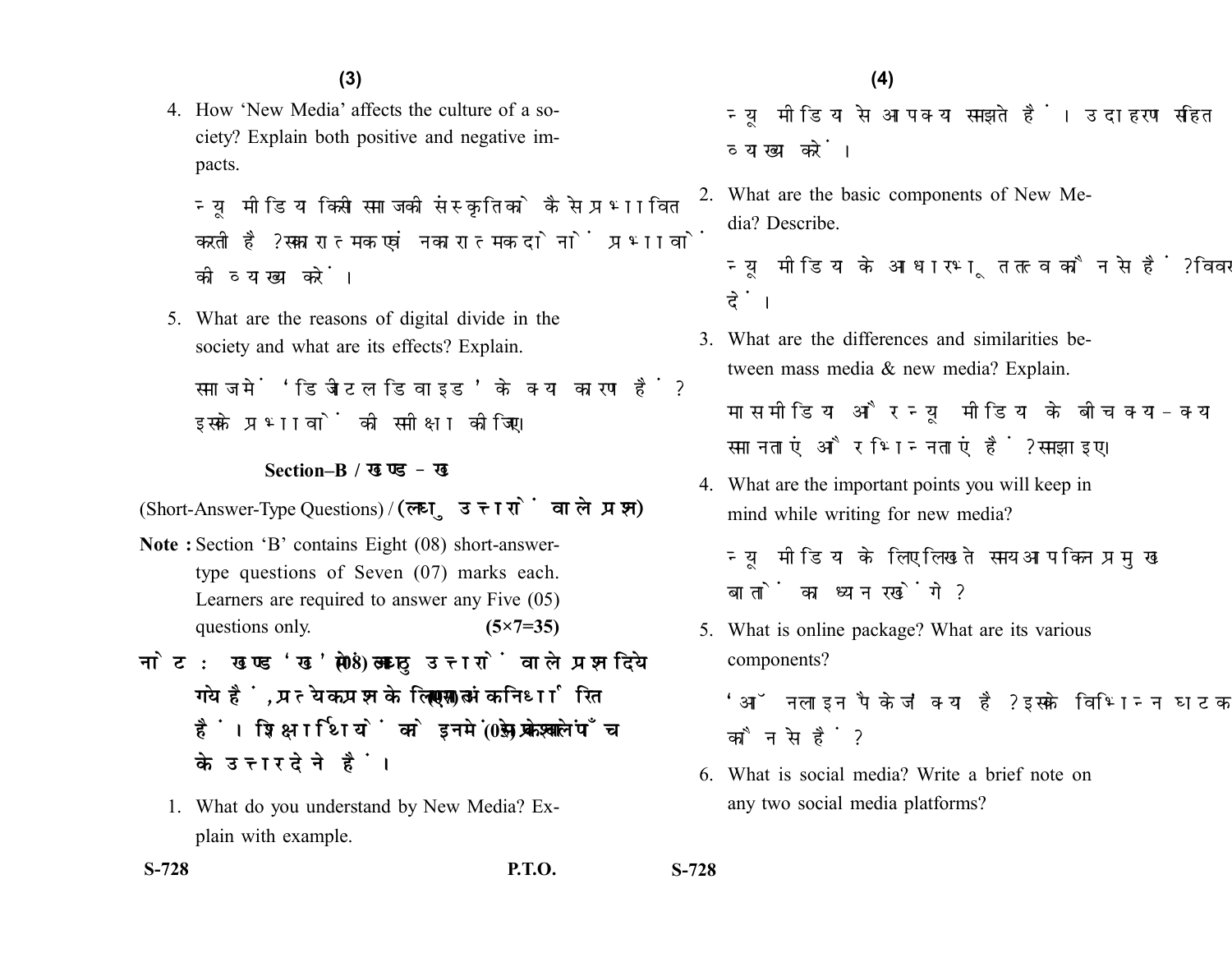4. How 'New Media' affects the culture of a society? Explain both positive and negative impacts.

   न्यू मीडिया किसी समाज की संस्कृति को कैसे प्रभावित करती है? सकारात्मक एवं नकारात्मक दोनों प्रभावों की व्याख्या करें।

5. What are the reasons of digital divide in the society and what are its effects? Explain.

   समाज में 'डिजीटल डिवाइड' के क्या कारण हैं? इसके प्रभावों की समीक्षा कीजिए।

### Section–B / खण्ड–ख

(Short-Answer-Type Questions) / **(लघु उत्तरों वाले प्रश्न)**

**Note :** Section 'B' contains Eight (08) short-answer-type questions of Seven (07) marks each. Learners are required to answer any Five (05) questions only. **(5×7=35)**

**नोट :** खण्ड 'ख' में आठ (08) लघु उत्तरों वाले प्रश्न दिये गये हैं, प्रत्येक प्रश्न के लिए सात (07) अंक निर्धारित हैं। शिक्षार्थियों को इनमें से केवल पाँच (05) प्रश्नों के उत्तर देने हैं।

1. What do you understand by New Media? Explain with example.

   न्यू मीडिया से आप क्या समझते हैं। उदाहरण सहित व्याख्या करें।

2. What are the basic components of New Media? Describe.

   न्यू मीडिया के आधारभूत तत्त्व कौन से हैं? विवरण दें।

3. What are the differences and similarities between mass media & new media? Explain.

   मास मीडिया और न्यू मीडिया के बीच क्या-क्या समानताएं और भिन्नताएं हैं? समझाइए।

4. What are the important points you will keep in mind while writing for new media?

   न्यू मीडिया के लिए लिखते समय आप किन प्रमुख बातों का ध्यान रखेंगे?

5. What is online package? What are its various components?

   'ऑनलाइन पैकेज' क्या है? इसके विभिन्न घटक कौन से हैं?

6. What is social media? Write a brief note on any two social media platforms?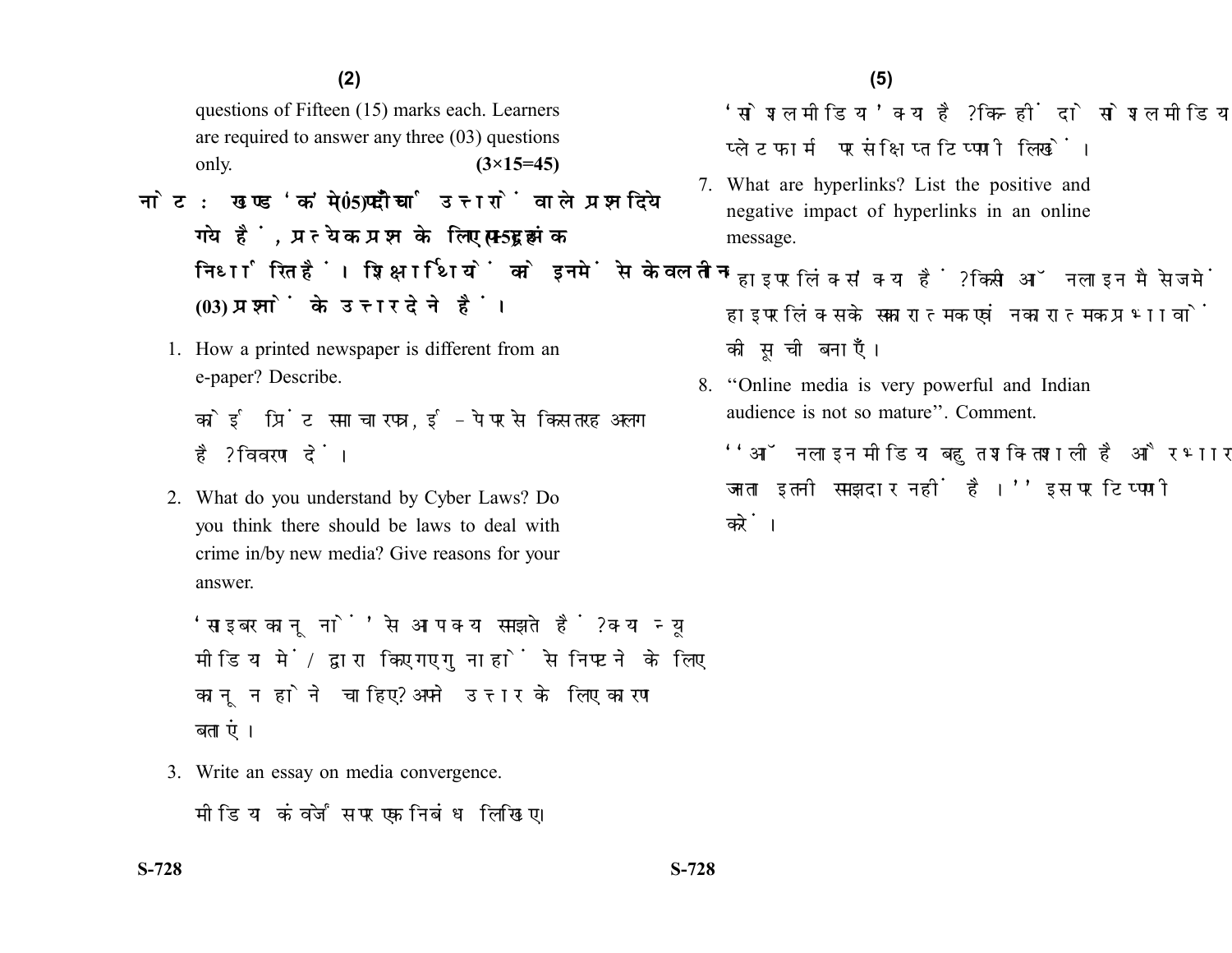questions of Fifteen (15) marks each. Learners are required to answer any three (03) questions only. **(3×15=45)**

**नोट :** खण्ड 'क' में (05) पाँच दीर्घ उत्तरों वाले प्रश्न दिये गये हैं, प्रत्येक प्रश्न के लिए (15) पन्द्रह अंक निर्धारित हैं। शिक्षार्थियों को इनमें से केवल तीन (03) प्रश्नों के उत्तर देने हैं।

1. How a printed newspaper is different from an e-paper? Describe.

   कोई प्रिंट समाचारपत्र, ई-पेपर से किस तरह अलग है? विवरण दें।

2. What do you understand by Cyber Laws? Do you think there should be laws to deal with crime in/by new media? Give reasons for your answer.

   'साइबर कानूनों' से आप क्या समझते हैं? क्या न्यू मीडिया में/द्वारा किए गए गुनाहों से निपटने के लिए कानून होने चाहिए? अपने उत्तर के लिए कारण बताएं।

3. Write an essay on media convergence.

   मीडिया कंवर्जेंस पर एक निबंध लिखिए।

'सोशल मीडिया' क्या है? किन्हीं दो सोशल मीडिया प्लेटफार्म पर संक्षिप्त टिप्पणी लिखें।

7. What are hyperlinks? List the positive and negative impact of hyperlinks in an online message.

   हाइपरलिंक्स क्या हैं? किसी ऑनलाइन मैसेज में हाइपरलिंक्स के सकारात्मक एवं नकारात्मक प्रभावों की सूची बनाएँ।

8. "Online media is very powerful and Indian audience is not so mature". Comment.

   "ऑनलाइन मीडिया बहुत शक्तिशाली है और भारत जनता इतनी समझदार नहीं है।" इस पर टिप्पणी करें।